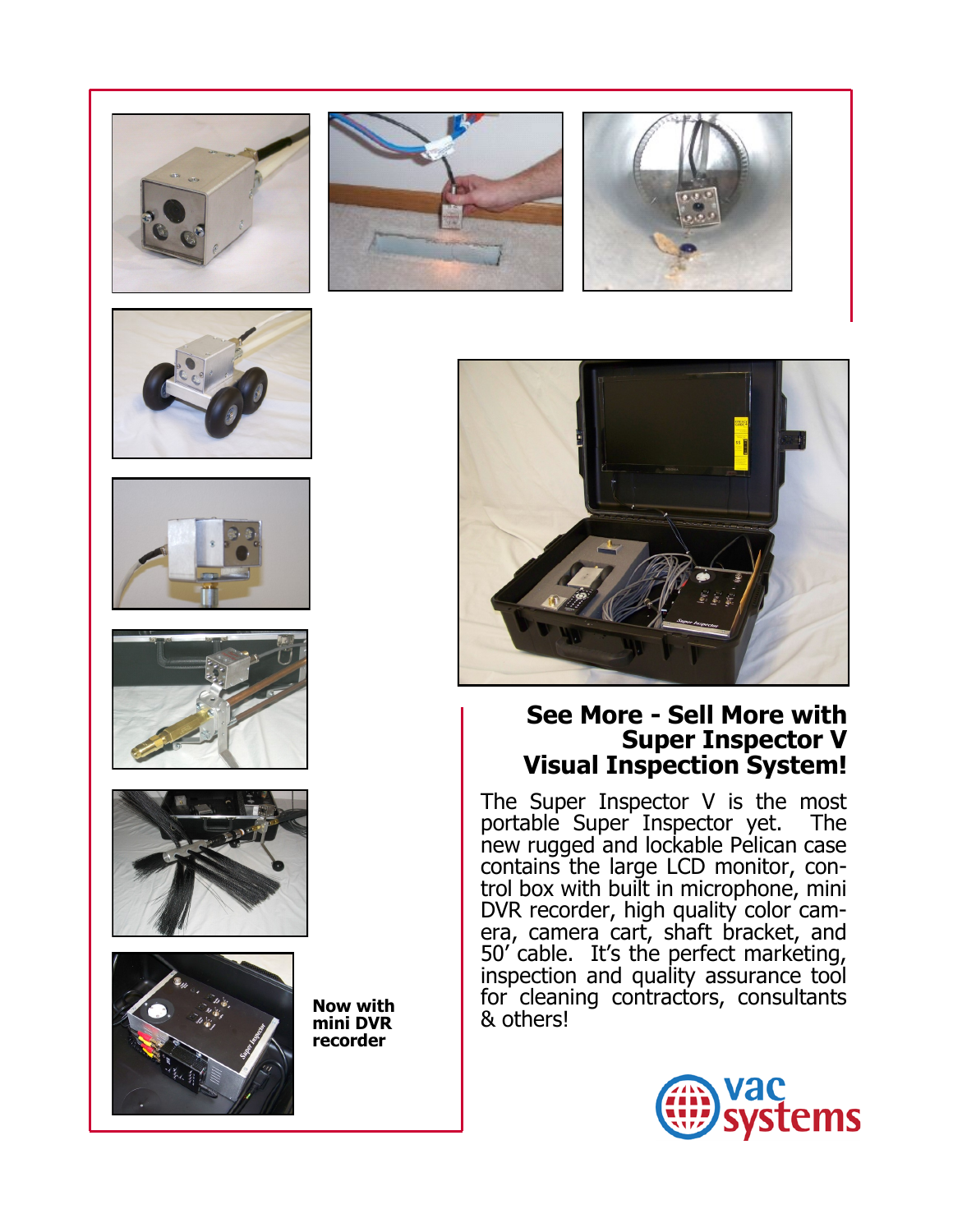Now with mini DVR recorder

## See More - Sell More with Super Inspector V Visual Inspection System!

The Super Inspector V is the most portable Super Inspector yet. The new rugged and lockable Pelican case contains the large LCD monitor, control box with built in microphone, mini DVR recorder, high quality color camera, camera cart, shaft bracket, and 50′ cable. It's the perfect marketing, inspection and quality assurance tool for cleaning contractors, consultants & others!

vac systems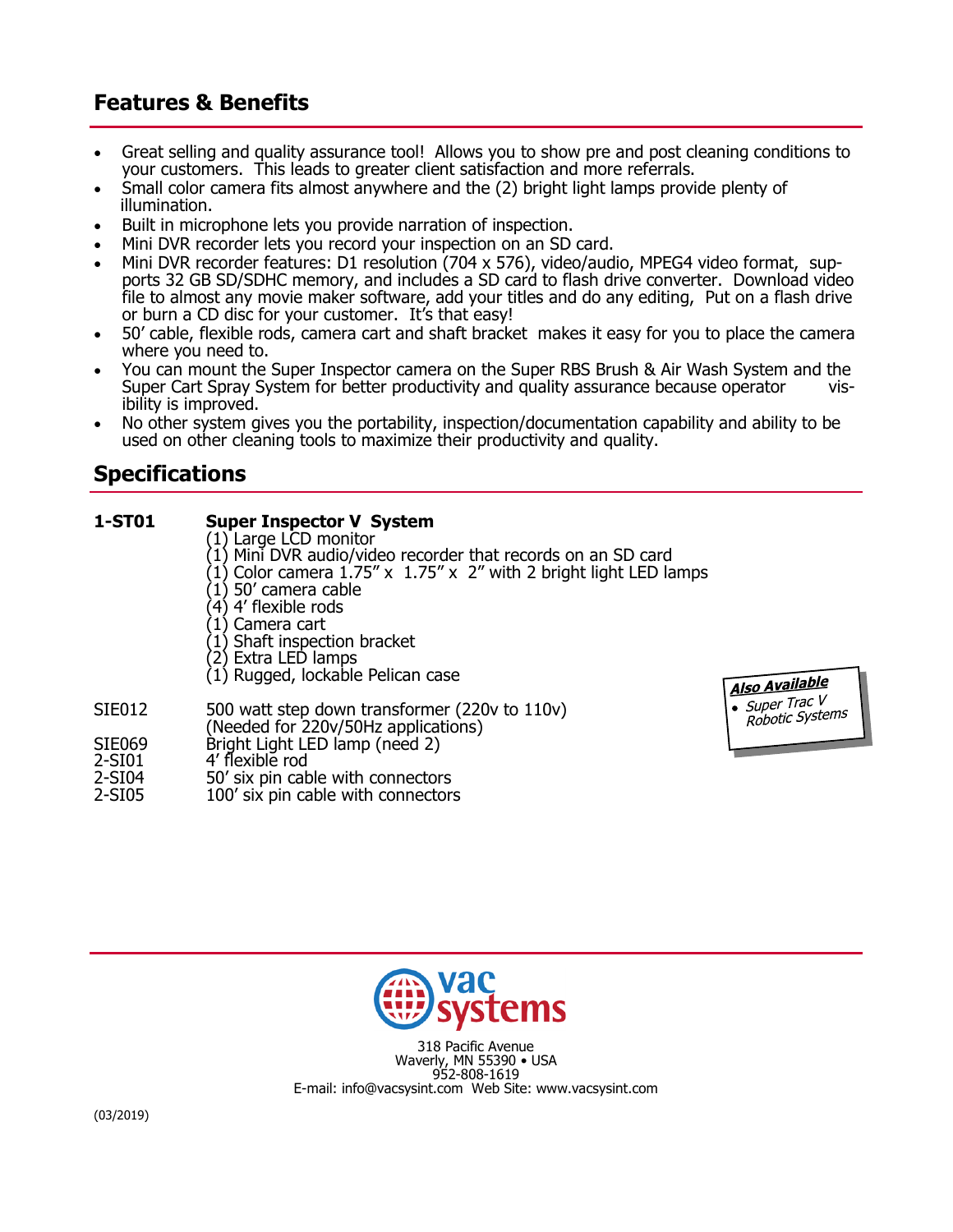## Features & Benefits

- Great selling and quality assurance tool! Allows you to show pre and post cleaning conditions to your customers. This leads to greater client satisfaction and more referrals.
- Small color camera fits almost anywhere and the (2) bright light lamps provide plenty of illumination.
- Built in microphone lets you provide narration of inspection.
- Mini DVR recorder lets you record your inspection on an SD card.
- Mini DVR recorder features: D1 resolution (704 x 576), video/audio, MPEG4 video format, supports 32 GB SD/SDHC memory, and includes a SD card to flash drive converter. Download video file to almost any movie maker software, add your titles and do any editing, Put on a flash drive or burn a CD disc for your customer. It's that easy!
- 50' cable, flexible rods, camera cart and shaft bracket makes it easy for you to place the camera where you need to.
- You can mount the Super Inspector camera on the Super RBS Brush & Air Wash System and the Super Cart Spray System for better productivity and quality assurance because operator visibility is improved.
- No other system gives you the portability, inspection/documentation capability and ability to be used on other cleaning tools to maximize their productivity and quality.

## Specifications

**1-ST01** **Super Inspector V System**

(1) Large LCD monitor
(1) Mini DVR audio/video recorder that records on an SD card
(1) Color camera 1.75" x 1.75" x 2" with 2 bright light LED lamps
(1) 50' camera cable
(4) 4' flexible rods
(1) Camera cart
(1) Shaft inspection bracket
(2) Extra LED lamps
(1) Rugged, lockable Pelican case

| | |
|---|---|
| SIE012 | 500 watt step down transformer (220v to 110v) (Needed for 220v/50Hz applications) |
| SIE069 | Bright Light LED lamp (need 2) |
| 2-SI01 | 4' flexible rod |
| 2-SI04 | 50' six pin cable with connectors |
| 2-SI05 | 100' six pin cable with connectors |

***Also Available***

- *Super Trac V Robotic Systems*

vac systems

318 Pacific Avenue
Waverly, MN 55390 • USA
952-808-1619
E-mail: info@vacsysint.com Web Site: www.vacsysint.com

(03/2019)